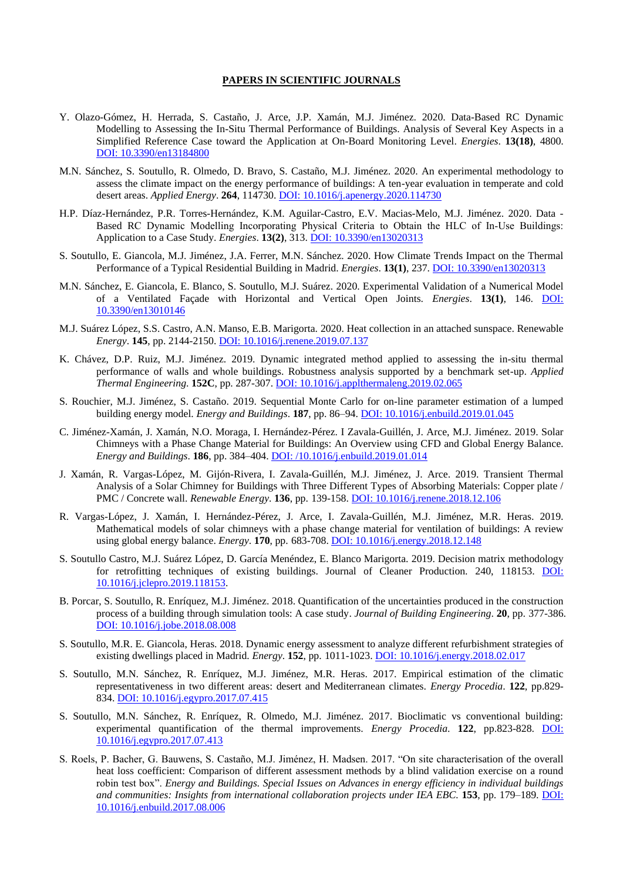**PAPERS IN SCIENTIFIC JOURNALS**

- Y. Olazo-Gómez, H. Herrada, S. Castaño, J. Arce, J.P. Xamán, M.J. Jiménez. 2020. Data-Based RC Dynamic Modelling to Assessing the In-Situ Thermal Performance of Buildings. Analysis of Several Key Aspects in a Simplified Reference Case toward the Application at On-Board Monitoring Level. *Energies*. **13(18)**, 4800. DOI: 10.3390/en13184800

- M.N. Sánchez, S. Soutullo, R. Olmedo, D. Bravo, S. Castaño, M.J. Jiménez. 2020. An experimental methodology to assess the climate impact on the energy performance of buildings: A ten-year evaluation in temperate and cold desert areas. *Applied Energy*. **264**, 114730. DOI: 10.1016/j.apenergy.2020.114730

- H.P. Díaz-Hernández, P.R. Torres-Hernández, K.M. Aguilar-Castro, E.V. Macias-Melo, M.J. Jiménez. 2020. Data - Based RC Dynamic Modelling Incorporating Physical Criteria to Obtain the HLC of In-Use Buildings: Application to a Case Study. *Energies*. **13(2)**, 313. DOI: 10.3390/en13020313

- S. Soutullo, E. Giancola, M.J. Jiménez, J.A. Ferrer, M.N. Sánchez. 2020. How Climate Trends Impact on the Thermal Performance of a Typical Residential Building in Madrid. *Energies*. **13(1)**, 237. DOI: 10.3390/en13020313

- M.N. Sánchez, E. Giancola, E. Blanco, S. Soutullo, M.J. Suárez. 2020. Experimental Validation of a Numerical Model of a Ventilated Façade with Horizontal and Vertical Open Joints. *Energies*. **13(1)**, 146. DOI: 10.3390/en13010146

- M.J. Suárez López, S.S. Castro, A.N. Manso, E.B. Marigorta. 2020. Heat collection in an attached sunspace. Renewable *Energy*. **145**, pp. 2144-2150. DOI: 10.1016/j.renene.2019.07.137

- K. Chávez, D.P. Ruiz, M.J. Jiménez. 2019. Dynamic integrated method applied to assessing the in-situ thermal performance of walls and whole buildings. Robustness analysis supported by a benchmark set-up. *Applied Thermal Engineering*. **152C**, pp. 287-307. DOI: 10.1016/j.applthermaleng.2019.02.065

- S. Rouchier, M.J. Jiménez, S. Castaño. 2019. Sequential Monte Carlo for on-line parameter estimation of a lumped building energy model. *Energy and Buildings*. **187**, pp. 86–94. DOI: 10.1016/j.enbuild.2019.01.045

- C. Jiménez-Xamán, J. Xamán, N.O. Moraga, I. Hernández-Pérez. I Zavala-Guillén, J. Arce, M.J. Jiménez. 2019. Solar Chimneys with a Phase Change Material for Buildings: An Overview using CFD and Global Energy Balance. *Energy and Buildings*. **186**, pp. 384–404. DOI: /10.1016/j.enbuild.2019.01.014

- J. Xamán, R. Vargas-López, M. Gijón-Rivera, I. Zavala-Guillén, M.J. Jiménez, J. Arce. 2019. Transient Thermal Analysis of a Solar Chimney for Buildings with Three Different Types of Absorbing Materials: Copper plate / PMC / Concrete wall. *Renewable Energy*. **136**, pp. 139-158. DOI: 10.1016/j.renene.2018.12.106

- R. Vargas-López, J. Xamán, I. Hernández-Pérez, J. Arce, I. Zavala-Guillén, M.J. Jiménez, M.R. Heras. 2019. Mathematical models of solar chimneys with a phase change material for ventilation of buildings: A review using global energy balance. *Energy*. **170**, pp. 683-708. DOI: 10.1016/j.energy.2018.12.148

- S. Soutullo Castro, M.J. Suárez López, D. García Menéndez, E. Blanco Marigorta. 2019. Decision matrix methodology for retrofitting techniques of existing buildings. Journal of Cleaner Production. 240, 118153. DOI: 10.1016/j.jclepro.2019.118153.

- B. Porcar, S. Soutullo, R. Enríquez, M.J. Jiménez. 2018. Quantification of the uncertainties produced in the construction process of a building through simulation tools: A case study. *Journal of Building Engineering*. **20**, pp. 377-386. DOI: 10.1016/j.jobe.2018.08.008

- S. Soutullo, M.R. E. Giancola, Heras. 2018. Dynamic energy assessment to analyze different refurbishment strategies of existing dwellings placed in Madrid. *Energy*. **152**, pp. 1011-1023. DOI: 10.1016/j.energy.2018.02.017

- S. Soutullo, M.N. Sánchez, R. Enríquez, M.J. Jiménez, M.R. Heras. 2017. Empirical estimation of the climatic representativeness in two different areas: desert and Mediterranean climates. *Energy Procedia*. **122**, pp.829-834. DOI: 10.1016/j.egypro.2017.07.415

- S. Soutullo, M.N. Sánchez, R. Enríquez, R. Olmedo, M.J. Jiménez. 2017. Bioclimatic vs conventional building: experimental quantification of the thermal improvements. *Energy Procedia*. **122**, pp.823-828. DOI: 10.1016/j.egypro.2017.07.413

- S. Roels, P. Bacher, G. Bauwens, S. Castaño, M.J. Jiménez, H. Madsen. 2017. "On site characterisation of the overall heat loss coefficient: Comparison of different assessment methods by a blind validation exercise on a round robin test box". *Energy and Buildings. Special Issues on Advances in energy efficiency in individual buildings and communities: Insights from international collaboration projects under IEA EBC*. **153**, pp. 179–189. DOI: 10.1016/j.enbuild.2017.08.006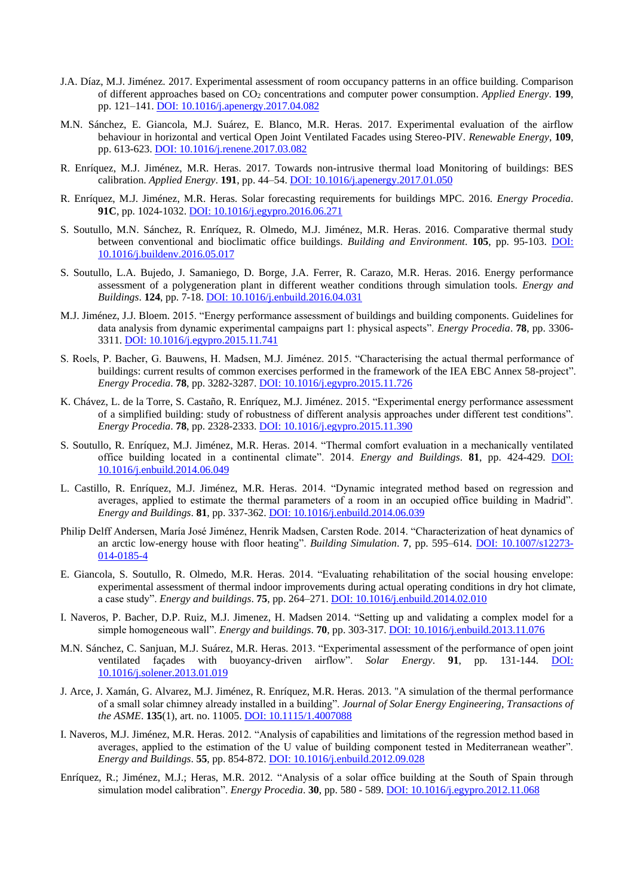J.A. Díaz, M.J. Jiménez. 2017. Experimental assessment of room occupancy patterns in an office building. Comparison of different approaches based on $CO_2$ concentrations and computer power consumption. *Applied Energy*. **199**, pp. 121–141. [DOI: 10.1016/j.apenergy.2017.04.082](https://doi.org/10.1016/j.apenergy.2017.04.082)

M.N. Sánchez, E. Giancola, M.J. Suárez, E. Blanco, M.R. Heras. 2017. Experimental evaluation of the airflow behaviour in horizontal and vertical Open Joint Ventilated Facades using Stereo-PIV. *Renewable Energy*, **109**, pp. 613-623. [DOI: 10.1016/j.renene.2017.03.082](https://doi.org/10.1016/j.renene.2017.03.082)

R. Enríquez, M.J. Jiménez, M.R. Heras. 2017. Towards non-intrusive thermal load Monitoring of buildings: BES calibration. *Applied Energy*. **191**, pp. 44–54. [DOI: 10.1016/j.apenergy.2017.01.050](https://doi.org/10.1016/j.apenergy.2017.01.050)

R. Enríquez, M.J. Jiménez, M.R. Heras. Solar forecasting requirements for buildings MPC. 2016. *Energy Procedia*. **91C**, pp. 1024-1032. [DOI: 10.1016/j.egypro.2016.06.271](https://doi.org/10.1016/j.egypro.2016.06.271)

S. Soutullo, M.N. Sánchez, R. Enríquez, R. Olmedo, M.J. Jiménez, M.R. Heras. 2016. Comparative thermal study between conventional and bioclimatic office buildings. *Building and Environment*. **105**, pp. 95-103. [DOI: 10.1016/j.buildenv.2016.05.017](https://doi.org/10.1016/j.buildenv.2016.05.017)

S. Soutullo, L.A. Bujedo, J. Samaniego, D. Borge, J.A. Ferrer, R. Carazo, M.R. Heras. 2016. Energy performance assessment of a polygeneration plant in different weather conditions through simulation tools. *Energy and Buildings*. **124**, pp. 7-18. [DOI: 10.1016/j.enbuild.2016.04.031](https://doi.org/10.1016/j.enbuild.2016.04.031)

M.J. Jiménez, J.J. Bloem. 2015. "Energy performance assessment of buildings and building components. Guidelines for data analysis from dynamic experimental campaigns part 1: physical aspects". *Energy Procedia*. **78**, pp. 3306-3311. [DOI: 10.1016/j.egypro.2015.11.741](https://doi.org/10.1016/j.egypro.2015.11.741)

S. Roels, P. Bacher, G. Bauwens, H. Madsen, M.J. Jiménez. 2015. "Characterising the actual thermal performance of buildings: current results of common exercises performed in the framework of the IEA EBC Annex 58-project". *Energy Procedia*. **78**, pp. 3282-3287. [DOI: 10.1016/j.egypro.2015.11.726](https://doi.org/10.1016/j.egypro.2015.11.726)

K. Chávez, L. de la Torre, S. Castaño, R. Enríquez, M.J. Jiménez. 2015. "Experimental energy performance assessment of a simplified building: study of robustness of different analysis approaches under different test conditions". *Energy Procedia*. **78**, pp. 2328-2333. [DOI: 10.1016/j.egypro.2015.11.390](https://doi.org/10.1016/j.egypro.2015.11.390)

S. Soutullo, R. Enríquez, M.J. Jiménez, M.R. Heras. 2014. "Thermal comfort evaluation in a mechanically ventilated office building located in a continental climate". 2014. *Energy and Buildings*. **81**, pp. 424-429. [DOI: 10.1016/j.enbuild.2014.06.049](https://doi.org/10.1016/j.enbuild.2014.06.049)

L. Castillo, R. Enríquez, M.J. Jiménez, M.R. Heras. 2014. "Dynamic integrated method based on regression and averages, applied to estimate the thermal parameters of a room in an occupied office building in Madrid". *Energy and Buildings*. **81**, pp. 337-362. [DOI: 10.1016/j.enbuild.2014.06.039](https://doi.org/10.1016/j.enbuild.2014.06.039)

Philip Delff Andersen, María José Jiménez, Henrik Madsen, Carsten Rode. 2014. "Characterization of heat dynamics of an arctic low-energy house with floor heating". *Building Simulation*. **7**, pp. 595–614. [DOI: 10.1007/s12273-014-0185-4](https://doi.org/10.1007/s12273-014-0185-4)

E. Giancola, S. Soutullo, R. Olmedo, M.R. Heras. 2014. "Evaluating rehabilitation of the social housing envelope: experimental assessment of thermal indoor improvements during actual operating conditions in dry hot climate, a case study". *Energy and buildings*. **75**, pp. 264–271. [DOI: 10.1016/j.enbuild.2014.02.010](https://doi.org/10.1016/j.enbuild.2014.02.010)

I. Naveros, P. Bacher, D.P. Ruiz, M.J. Jimenez, H. Madsen 2014. "Setting up and validating a complex model for a simple homogeneous wall". *Energy and buildings*. **70**, pp. 303-317. [DOI: 10.1016/j.enbuild.2013.11.076](https://doi.org/10.1016/j.enbuild.2013.11.076)

M.N. Sánchez, C. Sanjuan, M.J. Suárez, M.R. Heras. 2013. "Experimental assessment of the performance of open joint ventilated façades with buoyancy-driven airflow". *Solar Energy*. **91**, pp. 131-144. [DOI: 10.1016/j.solener.2013.01.019](https://doi.org/10.1016/j.solener.2013.01.019)

J. Arce, J. Xamán, G. Alvarez, M.J. Jiménez, R. Enríquez, M.R. Heras. 2013. "A simulation of the thermal performance of a small solar chimney already installed in a building". *Journal of Solar Energy Engineering, Transactions of the ASME*. **135**(1), art. no. 11005. [DOI: 10.1115/1.4007088](https://doi.org/10.1115/1.4007088)

I. Naveros, M.J. Jiménez, M.R. Heras. 2012. "Analysis of capabilities and limitations of the regression method based in averages, applied to the estimation of the U value of building component tested in Mediterranean weather". *Energy and Buildings*. **55**, pp. 854-872. [DOI: 10.1016/j.enbuild.2012.09.028](https://doi.org/10.1016/j.enbuild.2012.09.028)

Enríquez, R.; Jiménez, M.J.; Heras, M.R. 2012. "Analysis of a solar office building at the South of Spain through simulation model calibration". *Energy Procedia*. **30**, pp. 580 - 589. [DOI: 10.1016/j.egypro.2012.11.068](https://doi.org/10.1016/j.egypro.2012.11.068)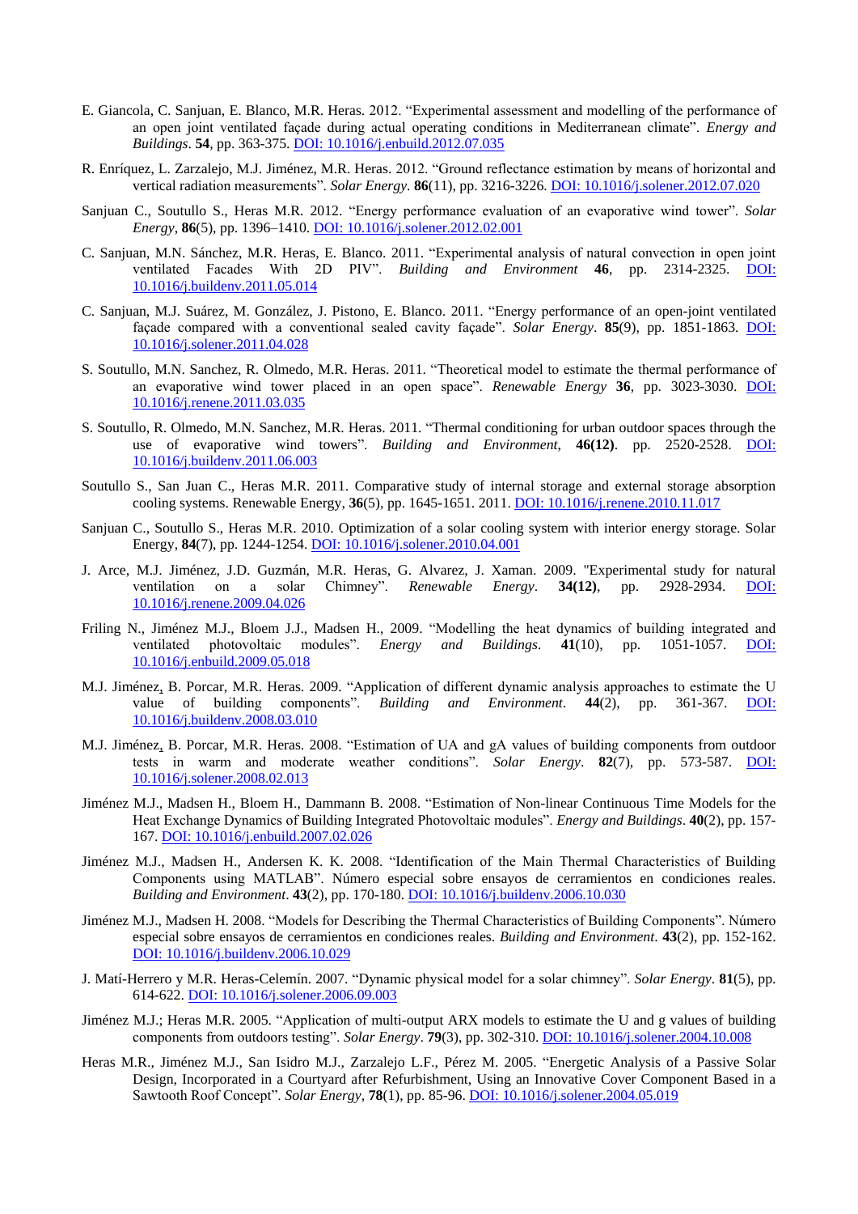E. Giancola, C. Sanjuan, E. Blanco, M.R. Heras. 2012. "Experimental assessment and modelling of the performance of an open joint ventilated façade during actual operating conditions in Mediterranean climate". *Energy and Buildings*. **54**, pp. 363-375. DOI: 10.1016/j.enbuild.2012.07.035

R. Enríquez, L. Zarzalejo, M.J. Jiménez, M.R. Heras. 2012. "Ground reflectance estimation by means of horizontal and vertical radiation measurements". *Solar Energy*. **86**(11), pp. 3216-3226. DOI: 10.1016/j.solener.2012.07.020

Sanjuan C., Soutullo S., Heras M.R. 2012. "Energy performance evaluation of an evaporative wind tower". *Solar Energy*, **86**(5), pp. 1396–1410. DOI: 10.1016/j.solener.2012.02.001

C. Sanjuan, M.N. Sánchez, M.R. Heras, E. Blanco. 2011. "Experimental analysis of natural convection in open joint ventilated Facades With 2D PIV". *Building and Environment* **46**, pp. 2314-2325. DOI: 10.1016/j.buildenv.2011.05.014

C. Sanjuan, M.J. Suárez, M. González, J. Pistono, E. Blanco. 2011. "Energy performance of an open-joint ventilated façade compared with a conventional sealed cavity façade". *Solar Energy*. **85**(9), pp. 1851-1863. DOI: 10.1016/j.solener.2011.04.028

S. Soutullo, M.N. Sanchez, R. Olmedo, M.R. Heras. 2011. "Theoretical model to estimate the thermal performance of an evaporative wind tower placed in an open space". *Renewable Energy* **36**, pp. 3023-3030. DOI: 10.1016/j.renene.2011.03.035

S. Soutullo, R. Olmedo, M.N. Sanchez, M.R. Heras. 2011. "Thermal conditioning for urban outdoor spaces through the use of evaporative wind towers". *Building and Environment*, **46(12)**. pp. 2520-2528. DOI: 10.1016/j.buildenv.2011.06.003

Soutullo S., San Juan C., Heras M.R. 2011. Comparative study of internal storage and external storage absorption cooling systems. Renewable Energy, **36**(5), pp. 1645-1651. 2011. DOI: 10.1016/j.renene.2010.11.017

Sanjuan C., Soutullo S., Heras M.R. 2010. Optimization of a solar cooling system with interior energy storage. Solar Energy, **84**(7), pp. 1244-1254. DOI: 10.1016/j.solener.2010.04.001

J. Arce, M.J. Jiménez, J.D. Guzmán, M.R. Heras, G. Alvarez, J. Xaman. 2009. "Experimental study for natural ventilation on a solar Chimney". *Renewable Energy*. **34(12)**, pp. 2928-2934. DOI: 10.1016/j.renene.2009.04.026

Friling N., Jiménez M.J., Bloem J.J., Madsen H., 2009. "Modelling the heat dynamics of building integrated and ventilated photovoltaic modules". *Energy and Buildings*. **41**(10), pp. 1051-1057. DOI: 10.1016/j.enbuild.2009.05.018

M.J. Jiménez, B. Porcar, M.R. Heras. 2009. "Application of different dynamic analysis approaches to estimate the U value of building components". *Building and Environment*. **44**(2), pp. 361-367. DOI: 10.1016/j.buildenv.2008.03.010

M.J. Jiménez, B. Porcar, M.R. Heras. 2008. "Estimation of UA and gA values of building components from outdoor tests in warm and moderate weather conditions". *Solar Energy*. **82**(7), pp. 573-587. DOI: 10.1016/j.solener.2008.02.013

Jiménez M.J., Madsen H., Bloem H., Dammann B. 2008. "Estimation of Non-linear Continuous Time Models for the Heat Exchange Dynamics of Building Integrated Photovoltaic modules". *Energy and Buildings*. **40**(2), pp. 157-167. DOI: 10.1016/j.enbuild.2007.02.026

Jiménez M.J., Madsen H., Andersen K. K. 2008. "Identification of the Main Thermal Characteristics of Building Components using MATLAB". Número especial sobre ensayos de cerramientos en condiciones reales. *Building and Environment*. **43**(2), pp. 170-180. DOI: 10.1016/j.buildenv.2006.10.030

Jiménez M.J., Madsen H. 2008. "Models for Describing the Thermal Characteristics of Building Components". Número especial sobre ensayos de cerramientos en condiciones reales. *Building and Environment*. **43**(2), pp. 152-162. DOI: 10.1016/j.buildenv.2006.10.029

J. Matí-Herrero y M.R. Heras-Celemín. 2007. "Dynamic physical model for a solar chimney". *Solar Energy*. **81**(5), pp. 614-622. DOI: 10.1016/j.solener.2006.09.003

Jiménez M.J.; Heras M.R. 2005. "Application of multi-output ARX models to estimate the U and g values of building components from outdoors testing". *Solar Energy*. **79**(3), pp. 302-310. DOI: 10.1016/j.solener.2004.10.008

Heras M.R., Jiménez M.J., San Isidro M.J., Zarzalejo L.F., Pérez M. 2005. "Energetic Analysis of a Passive Solar Design, Incorporated in a Courtyard after Refurbishment, Using an Innovative Cover Component Based in a Sawtooth Roof Concept". *Solar Energy*, **78**(1), pp. 85-96. DOI: 10.1016/j.solener.2004.05.019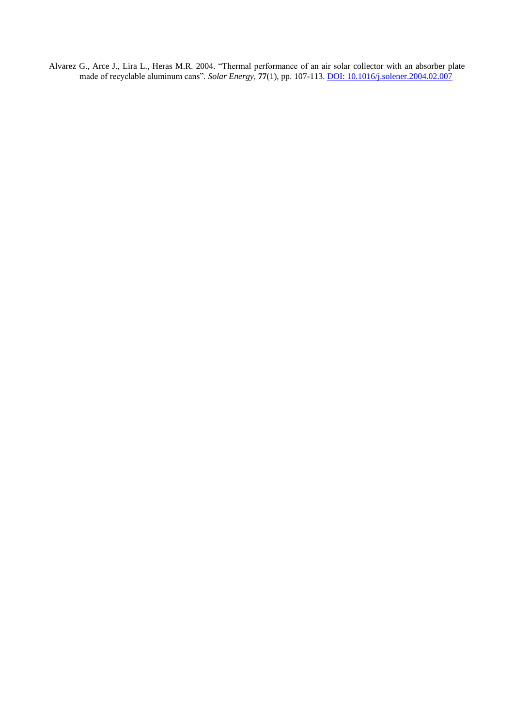Alvarez G., Arce J., Lira L., Heras M.R. 2004. "Thermal performance of an air solar collector with an absorber plate made of recyclable aluminum cans". *Solar Energy*, **77**(1), pp. 107-113. [DOI: 10.1016/j.solener.2004.02.007](https://doi.org/10.1016/j.solener.2004.02.007)